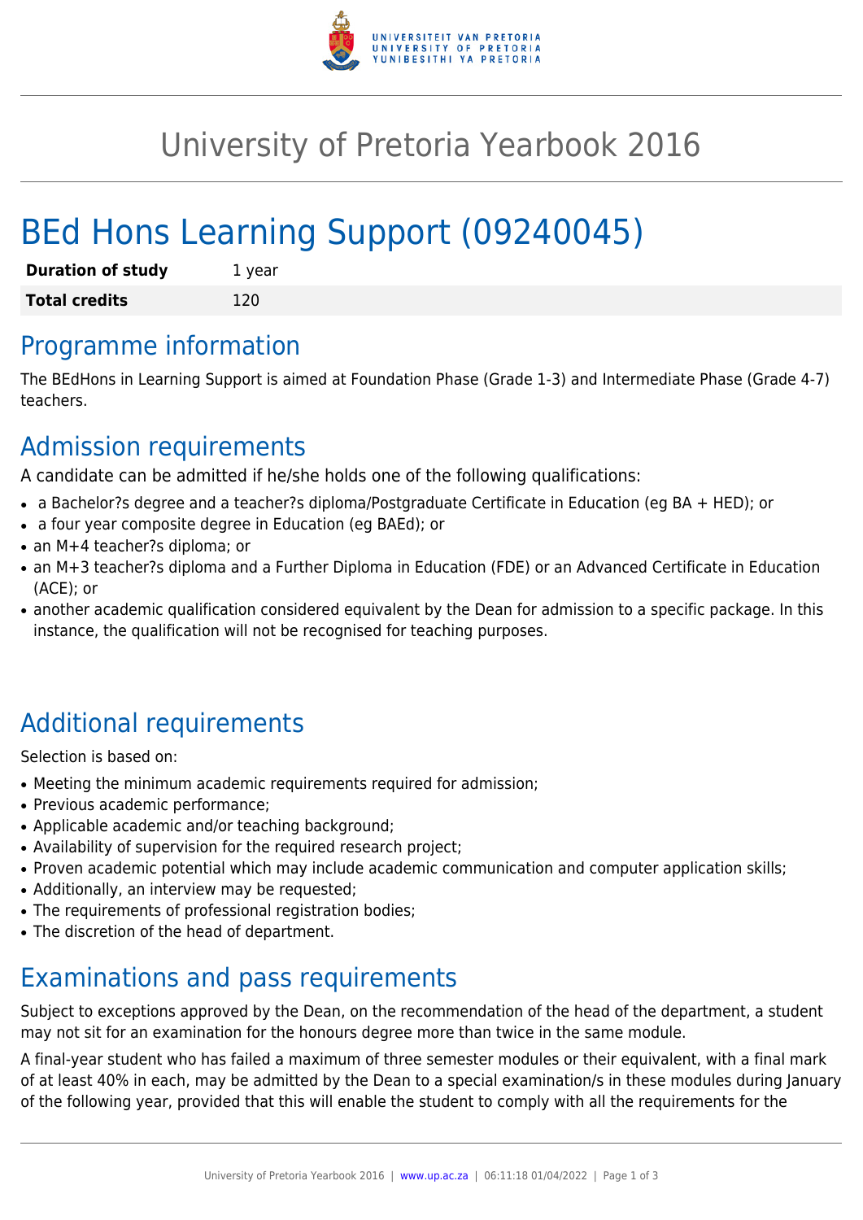# University of Pretoria Yearbook 2016

# BEd Hons Learning Support (09240045)

| **Duration of study** | 1 year |
| --- | --- |
| **Total credits** | 120 |

## Programme information

The BEdHons in Learning Support is aimed at Foundation Phase (Grade 1-3) and Intermediate Phase (Grade 4-7) teachers.

## Admission requirements

A candidate can be admitted if he/she holds one of the following qualifications:

- a Bachelor?s degree and a teacher?s diploma/Postgraduate Certificate in Education (eg BA + HED); or
- a four year composite degree in Education (eg BAEd); or
- an M+4 teacher?s diploma; or
- an M+3 teacher?s diploma and a Further Diploma in Education (FDE) or an Advanced Certificate in Education (ACE); or
- another academic qualification considered equivalent by the Dean for admission to a specific package. In this instance, the qualification will not be recognised for teaching purposes.

## Additional requirements

Selection is based on:

- Meeting the minimum academic requirements required for admission;
- Previous academic performance;
- Applicable academic and/or teaching background;
- Availability of supervision for the required research project;
- Proven academic potential which may include academic communication and computer application skills;
- Additionally, an interview may be requested;
- The requirements of professional registration bodies;
- The discretion of the head of department.

## Examinations and pass requirements

Subject to exceptions approved by the Dean, on the recommendation of the head of the department, a student may not sit for an examination for the honours degree more than twice in the same module.

A final-year student who has failed a maximum of three semester modules or their equivalent, with a final mark of at least 40% in each, may be admitted by the Dean to a special examination/s in these modules during January of the following year, provided that this will enable the student to comply with all the requirements for the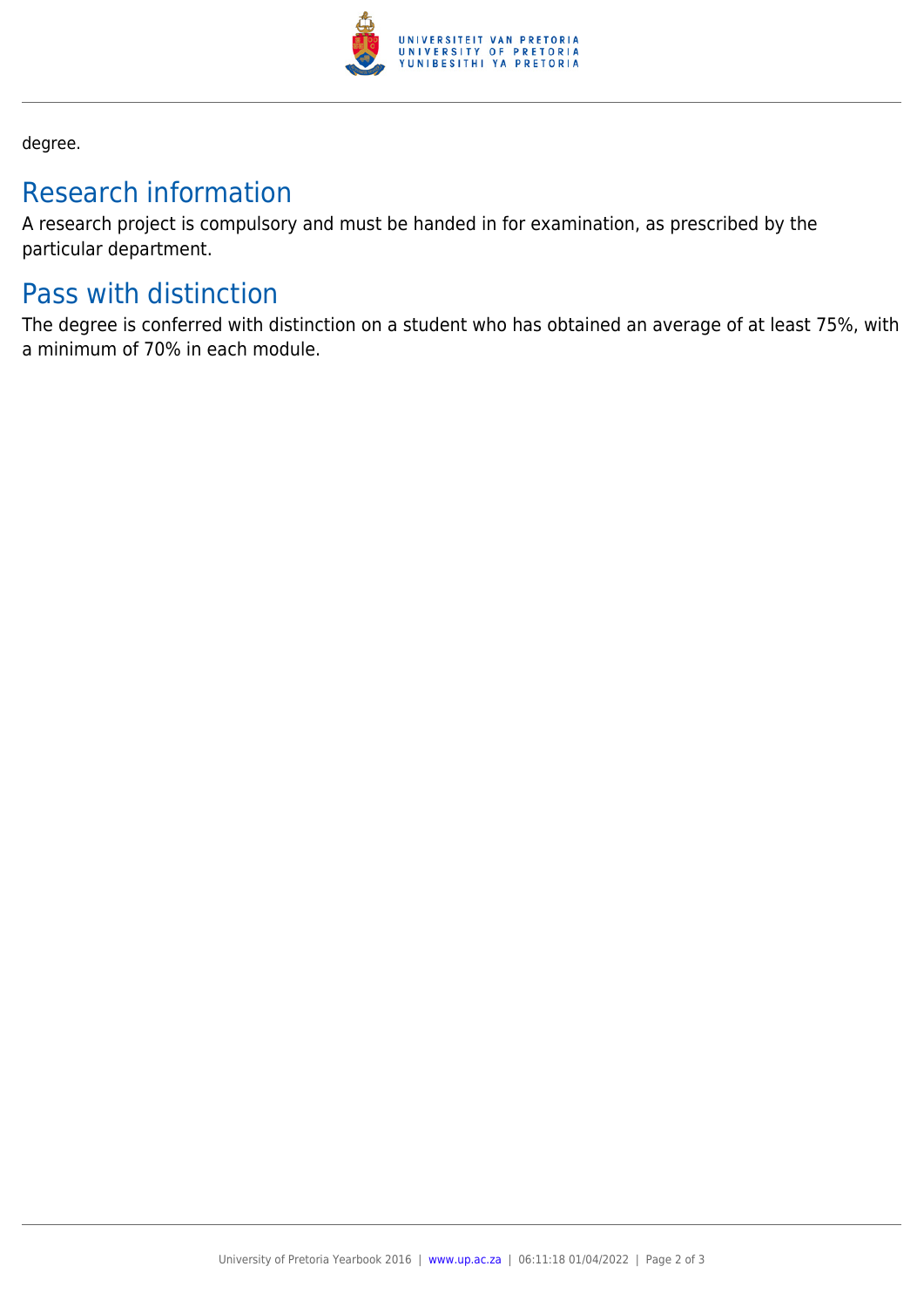degree.

## Research information

A research project is compulsory and must be handed in for examination, as prescribed by the particular department.

## Pass with distinction

The degree is conferred with distinction on a student who has obtained an average of at least 75%, with a minimum of 70% in each module.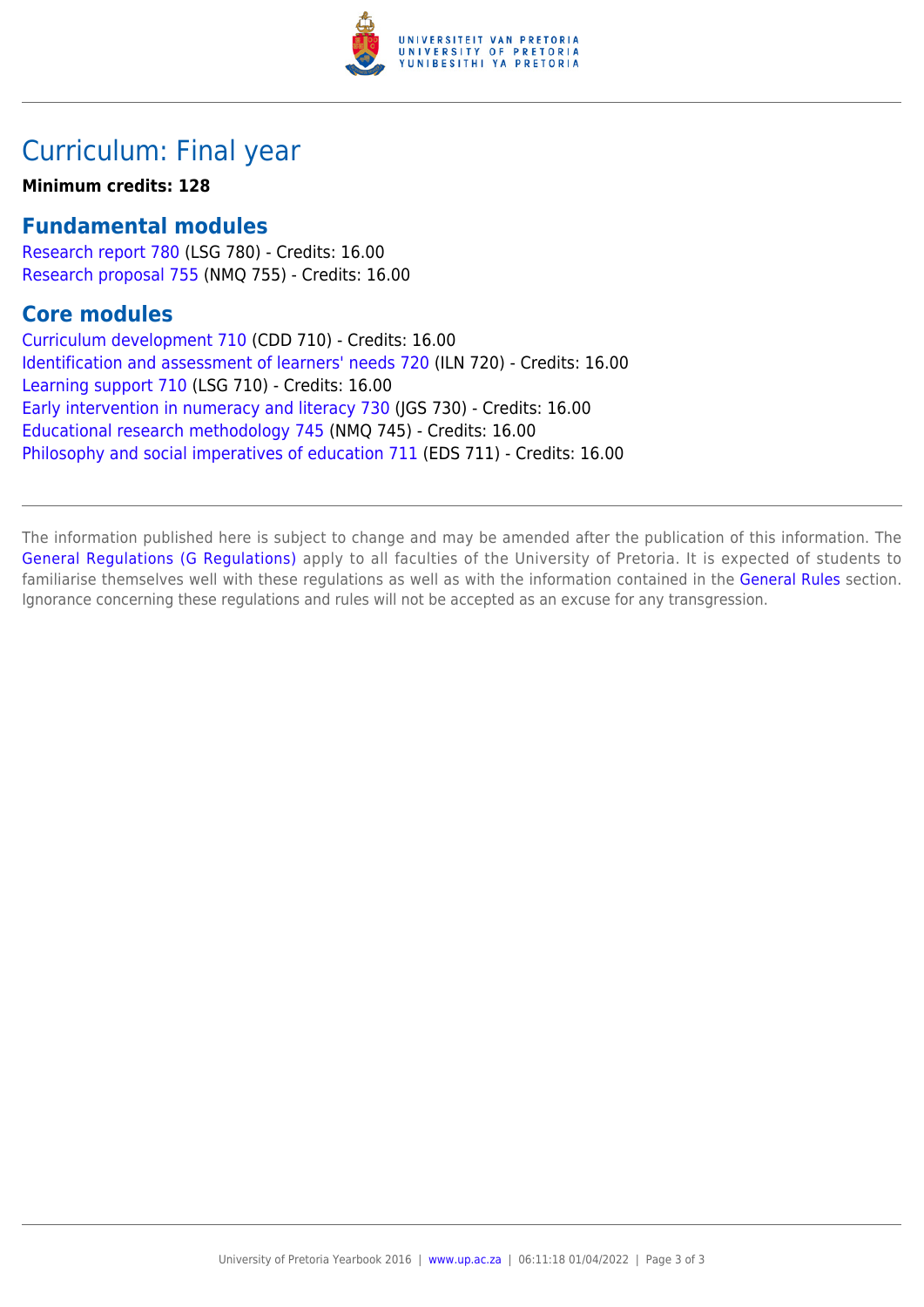## Curriculum: Final year

**Minimum credits: 128**

### Fundamental modules

Research report 780 (LSG 780) - Credits: 16.00
Research proposal 755 (NMQ 755) - Credits: 16.00

### Core modules

Curriculum development 710 (CDD 710) - Credits: 16.00
Identification and assessment of learners' needs 720 (ILN 720) - Credits: 16.00
Learning support 710 (LSG 710) - Credits: 16.00
Early intervention in numeracy and literacy 730 (JGS 730) - Credits: 16.00
Educational research methodology 745 (NMQ 745) - Credits: 16.00
Philosophy and social imperatives of education 711 (EDS 711) - Credits: 16.00

The information published here is subject to change and may be amended after the publication of this information. The General Regulations (G Regulations) apply to all faculties of the University of Pretoria. It is expected of students to familiarise themselves well with these regulations as well as with the information contained in the General Rules section. Ignorance concerning these regulations and rules will not be accepted as an excuse for any transgression.